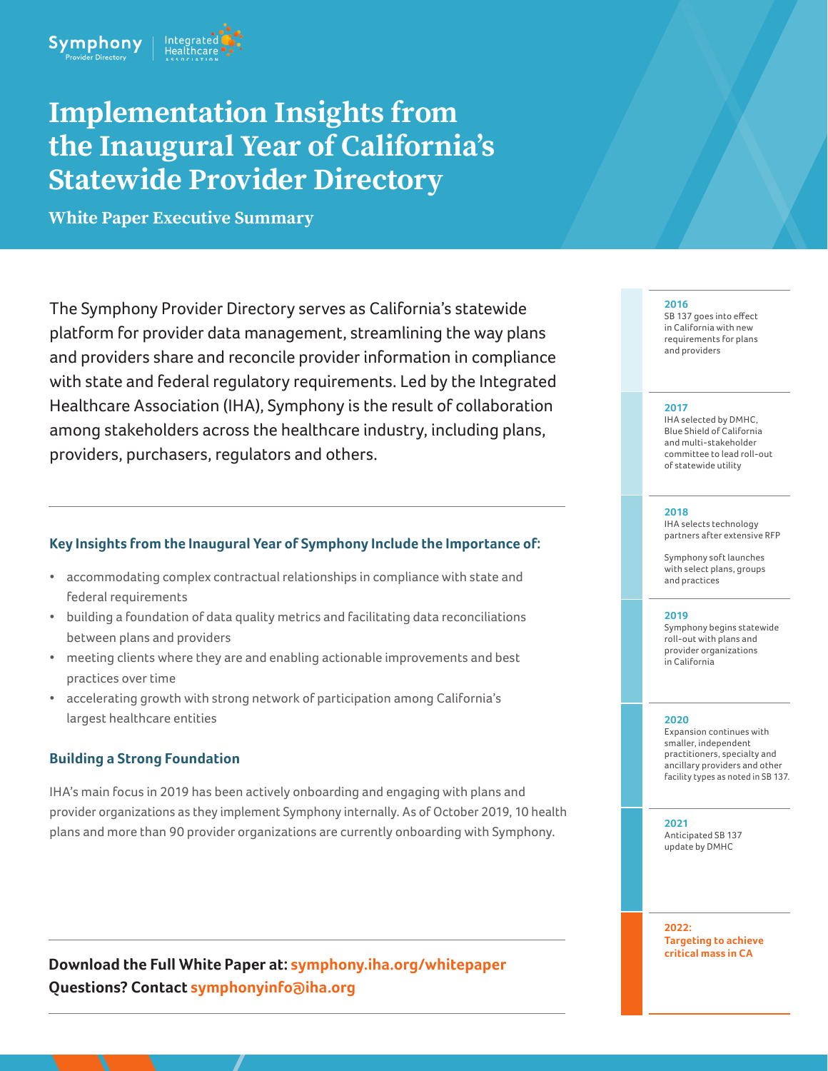Symphony Provider Directory | Integrated Healthcare Association

# Implementation Insights from the Inaugural Year of California's Statewide Provider Directory

## White Paper Executive Summary

The Symphony Provider Directory serves as California's statewide platform for provider data management, streamlining the way plans and providers share and reconcile provider information in compliance with state and federal regulatory requirements. Led by the Integrated Healthcare Association (IHA), Symphony is the result of collaboration among stakeholders across the healthcare industry, including plans, providers, purchasers, regulators and others.

### Key Insights from the Inaugural Year of Symphony Include the Importance of:

- accommodating complex contractual relationships in compliance with state and federal requirements
- building a foundation of data quality metrics and facilitating data reconciliations between plans and providers
- meeting clients where they are and enabling actionable improvements and best practices over time
- accelerating growth with strong network of participation among California's largest healthcare entities

### Building a Strong Foundation

IHA's main focus in 2019 has been actively onboarding and engaging with plans and provider organizations as they implement Symphony internally. As of October 2019, 10 health plans and more than 90 provider organizations are currently onboarding with Symphony.

**Download the Full White Paper at: symphony.iha.org/whitepaper**
**Questions? Contact symphonyinfo@iha.org**

**2016**
SB 137 goes into effect in California with new requirements for plans and providers

**2017**
IHA selected by DMHC, Blue Shield of California and multi-stakeholder committee to lead roll-out of statewide utility

**2018**
IHA selects technology partners after extensive RFP

Symphony soft launches with select plans, groups and practices

**2019**
Symphony begins statewide roll-out with plans and provider organizations in California

**2020**
Expansion continues with smaller, independent practitioners, specialty and ancillary providers and other facility types as noted in SB 137.

**2021**
Anticipated SB 137 update by DMHC

**2022:**
**Targeting to achieve critical mass in CA**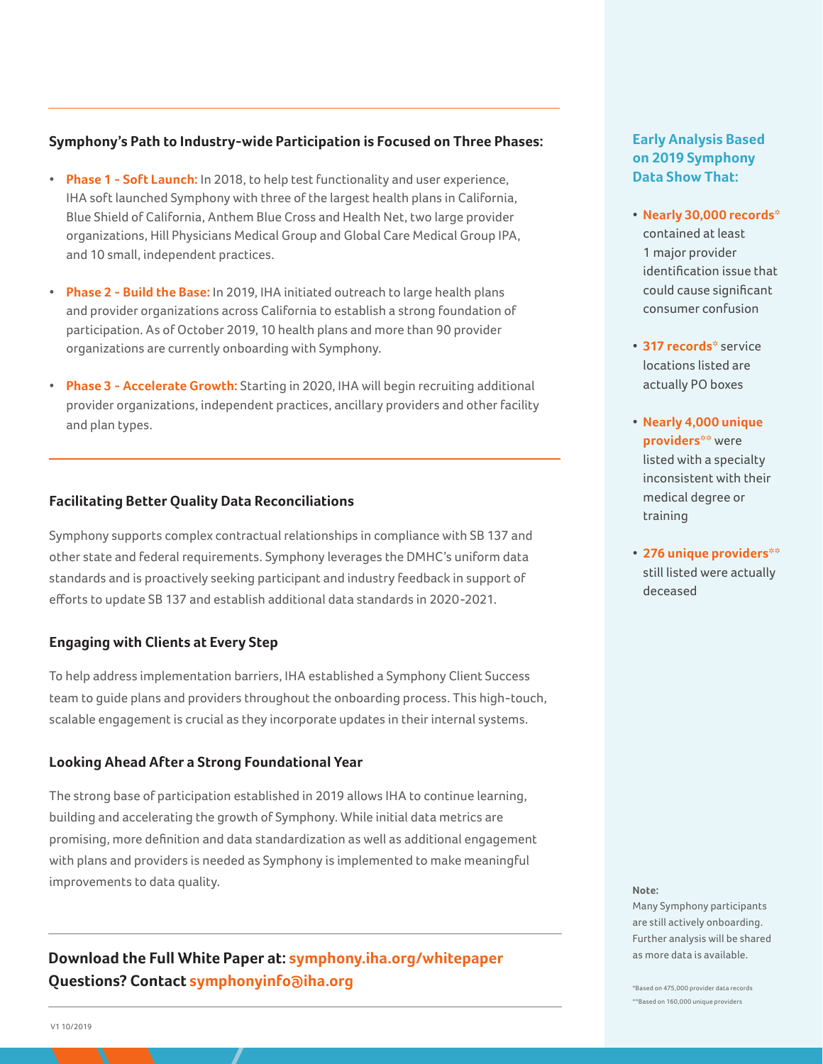### Symphony's Path to Industry-wide Participation is Focused on Three Phases:

- **Phase 1 - Soft Launch:** In 2018, to help test functionality and user experience, IHA soft launched Symphony with three of the largest health plans in California, Blue Shield of California, Anthem Blue Cross and Health Net, two large provider organizations, Hill Physicians Medical Group and Global Care Medical Group IPA, and 10 small, independent practices.
- **Phase 2 - Build the Base:** In 2019, IHA initiated outreach to large health plans and provider organizations across California to establish a strong foundation of participation. As of October 2019, 10 health plans and more than 90 provider organizations are currently onboarding with Symphony.
- **Phase 3 - Accelerate Growth:** Starting in 2020, IHA will begin recruiting additional provider organizations, independent practices, ancillary providers and other facility and plan types.

### Facilitating Better Quality Data Reconciliations

Symphony supports complex contractual relationships in compliance with SB 137 and other state and federal requirements. Symphony leverages the DMHC's uniform data standards and is proactively seeking participant and industry feedback in support of efforts to update SB 137 and establish additional data standards in 2020-2021.

### Engaging with Clients at Every Step

To help address implementation barriers, IHA established a Symphony Client Success team to guide plans and providers throughout the onboarding process. This high-touch, scalable engagement is crucial as they incorporate updates in their internal systems.

### Looking Ahead After a Strong Foundational Year

The strong base of participation established in 2019 allows IHA to continue learning, building and accelerating the growth of Symphony. While initial data metrics are promising, more definition and data standardization as well as additional engagement with plans and providers is needed as Symphony is implemented to make meaningful improvements to data quality.

**Download the Full White Paper at: symphony.iha.org/whitepaper**
**Questions? Contact symphonyinfo@iha.org**

V1 10/2019

### Early Analysis Based on 2019 Symphony Data Show That:

- **Nearly 30,000 records*** contained at least 1 major provider identification issue that could cause significant consumer confusion
- **317 records*** service locations listed are actually PO boxes
- **Nearly 4,000 unique providers**** were listed with a specialty inconsistent with their medical degree or training
- **276 unique providers**** still listed were actually deceased

**Note:**
Many Symphony participants are still actively onboarding. Further analysis will be shared as more data is available.

*Based on 475,000 provider data records
**Based on 160,000 unique providers